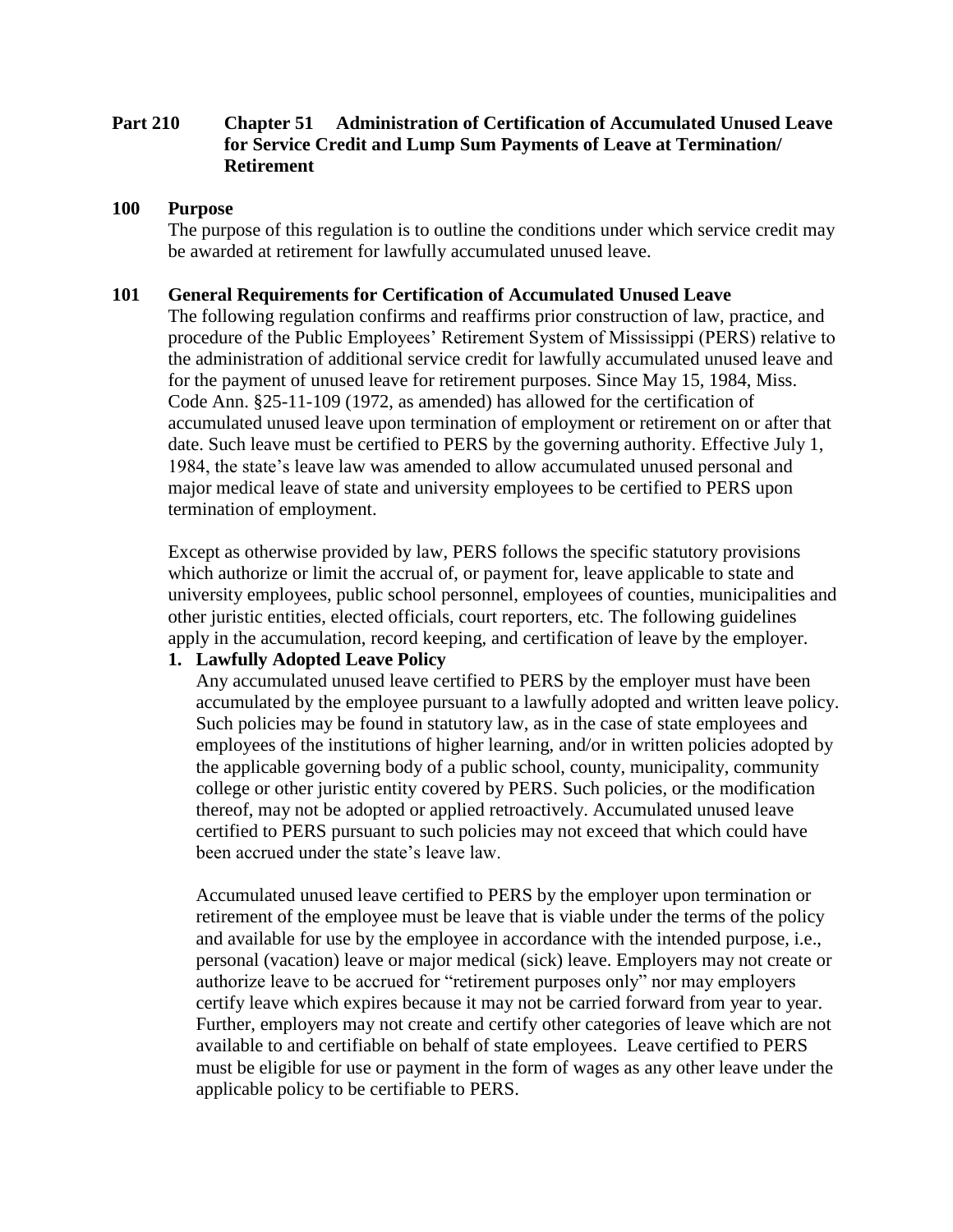# Part 210 Chapter 51 Administration of Certification of Accumulated Unused Leave for Service Credit and Lump Sum Payments of Leave at Termination/ Retirement

## 100 Purpose

The purpose of this regulation is to outline the conditions under which service credit may be awarded at retirement for lawfully accumulated unused leave.

## 101 General Requirements for Certification of Accumulated Unused Leave

The following regulation confirms and reaffirms prior construction of law, practice, and procedure of the Public Employees' Retirement System of Mississippi (PERS) relative to the administration of additional service credit for lawfully accumulated unused leave and for the payment of unused leave for retirement purposes. Since May 15, 1984, Miss. Code Ann. §25-11-109 (1972, as amended) has allowed for the certification of accumulated unused leave upon termination of employment or retirement on or after that date. Such leave must be certified to PERS by the governing authority. Effective July 1, 1984, the state's leave law was amended to allow accumulated unused personal and major medical leave of state and university employees to be certified to PERS upon termination of employment.

Except as otherwise provided by law, PERS follows the specific statutory provisions which authorize or limit the accrual of, or payment for, leave applicable to state and university employees, public school personnel, employees of counties, municipalities and other juristic entities, elected officials, court reporters, etc. The following guidelines apply in the accumulation, record keeping, and certification of leave by the employer.

1. **Lawfully Adopted Leave Policy**

   Any accumulated unused leave certified to PERS by the employer must have been accumulated by the employee pursuant to a lawfully adopted and written leave policy. Such policies may be found in statutory law, as in the case of state employees and employees of the institutions of higher learning, and/or in written policies adopted by the applicable governing body of a public school, county, municipality, community college or other juristic entity covered by PERS. Such policies, or the modification thereof, may not be adopted or applied retroactively. Accumulated unused leave certified to PERS pursuant to such policies may not exceed that which could have been accrued under the state's leave law.

   Accumulated unused leave certified to PERS by the employer upon termination or retirement of the employee must be leave that is viable under the terms of the policy and available for use by the employee in accordance with the intended purpose, i.e., personal (vacation) leave or major medical (sick) leave. Employers may not create or authorize leave to be accrued for "retirement purposes only" nor may employers certify leave which expires because it may not be carried forward from year to year. Further, employers may not create and certify other categories of leave which are not available to and certifiable on behalf of state employees. Leave certified to PERS must be eligible for use or payment in the form of wages as any other leave under the applicable policy to be certifiable to PERS.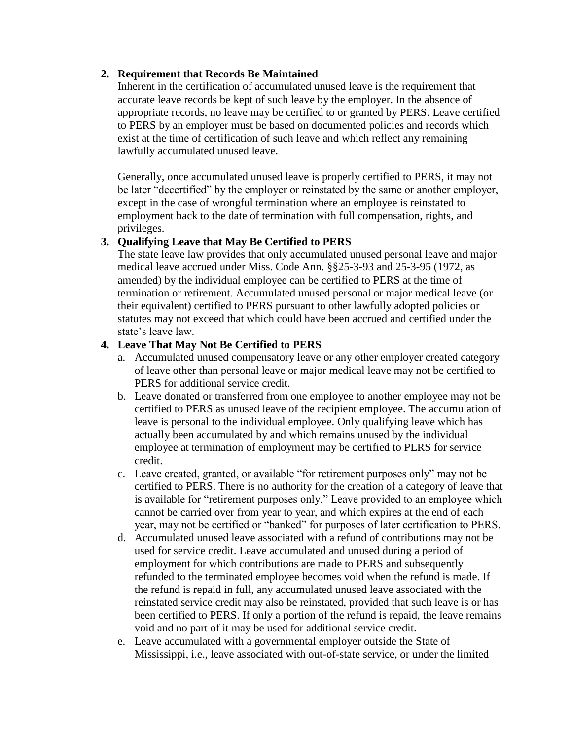2. **Requirement that Records Be Maintained**

   Inherent in the certification of accumulated unused leave is the requirement that accurate leave records be kept of such leave by the employer. In the absence of appropriate records, no leave may be certified to or granted by PERS. Leave certified to PERS by an employer must be based on documented policies and records which exist at the time of certification of such leave and which reflect any remaining lawfully accumulated unused leave.

   Generally, once accumulated unused leave is properly certified to PERS, it may not be later "decertified" by the employer or reinstated by the same or another employer, except in the case of wrongful termination where an employee is reinstated to employment back to the date of termination with full compensation, rights, and privileges.

3. **Qualifying Leave that May Be Certified to PERS**

   The state leave law provides that only accumulated unused personal leave and major medical leave accrued under Miss. Code Ann. §§25-3-93 and 25-3-95 (1972, as amended) by the individual employee can be certified to PERS at the time of termination or retirement. Accumulated unused personal or major medical leave (or their equivalent) certified to PERS pursuant to other lawfully adopted policies or statutes may not exceed that which could have been accrued and certified under the state's leave law.

4. **Leave That May Not Be Certified to PERS**

   a. Accumulated unused compensatory leave or any other employer created category of leave other than personal leave or major medical leave may not be certified to PERS for additional service credit.

   b. Leave donated or transferred from one employee to another employee may not be certified to PERS as unused leave of the recipient employee. The accumulation of leave is personal to the individual employee. Only qualifying leave which has actually been accumulated by and which remains unused by the individual employee at termination of employment may be certified to PERS for service credit.

   c. Leave created, granted, or available "for retirement purposes only" may not be certified to PERS. There is no authority for the creation of a category of leave that is available for "retirement purposes only." Leave provided to an employee which cannot be carried over from year to year, and which expires at the end of each year, may not be certified or "banked" for purposes of later certification to PERS.

   d. Accumulated unused leave associated with a refund of contributions may not be used for service credit. Leave accumulated and unused during a period of employment for which contributions are made to PERS and subsequently refunded to the terminated employee becomes void when the refund is made. If the refund is repaid in full, any accumulated unused leave associated with the reinstated service credit may also be reinstated, provided that such leave is or has been certified to PERS. If only a portion of the refund is repaid, the leave remains void and no part of it may be used for additional service credit.

   e. Leave accumulated with a governmental employer outside the State of Mississippi, i.e., leave associated with out-of-state service, or under the limited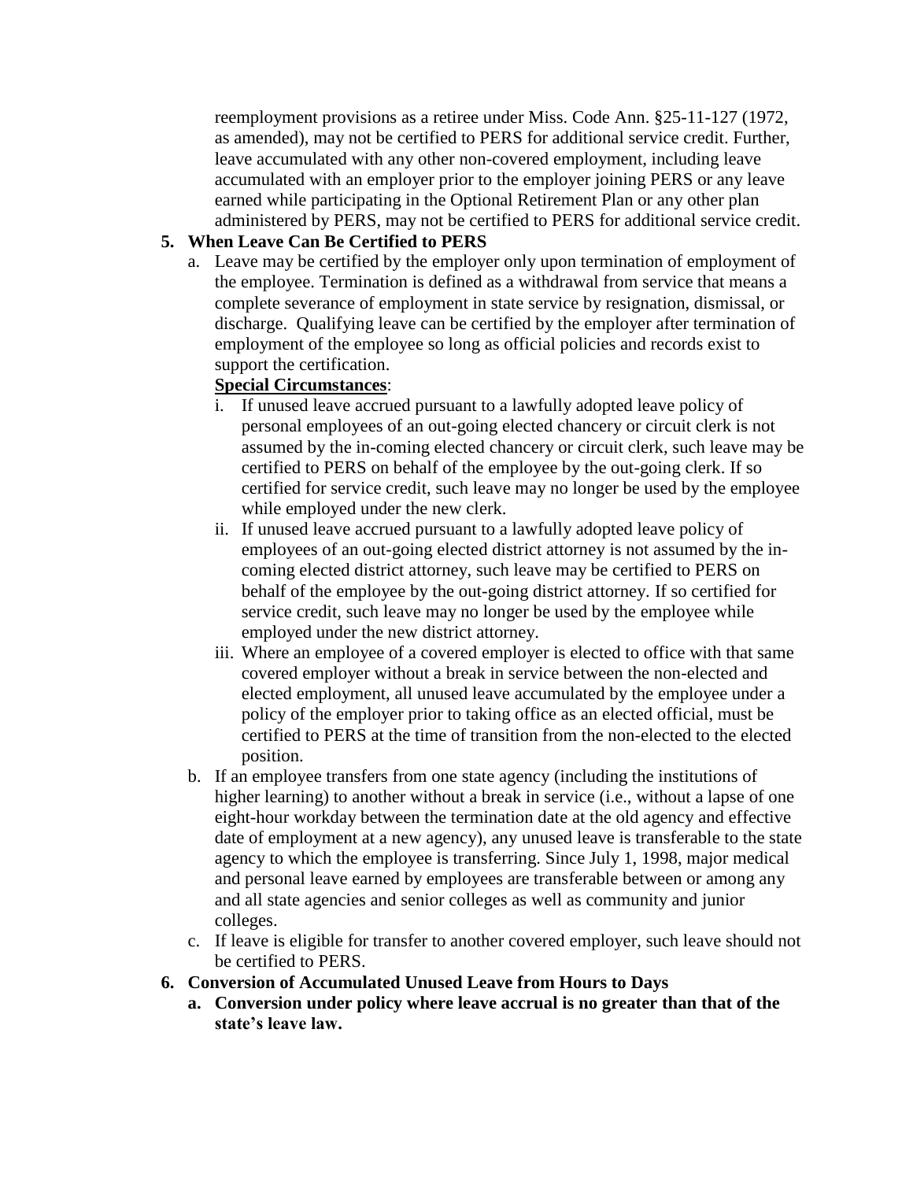reemployment provisions as a retiree under Miss. Code Ann. §25-11-127 (1972, as amended), may not be certified to PERS for additional service credit. Further, leave accumulated with any other non-covered employment, including leave accumulated with an employer prior to the employer joining PERS or any leave earned while participating in the Optional Retirement Plan or any other plan administered by PERS, may not be certified to PERS for additional service credit.

**5. When Leave Can Be Certified to PERS**

a. Leave may be certified by the employer only upon termination of employment of the employee. Termination is defined as a withdrawal from service that means a complete severance of employment in state service by resignation, dismissal, or discharge. Qualifying leave can be certified by the employer after termination of employment of the employee so long as official policies and records exist to support the certification.

**Special Circumstances**:

i. If unused leave accrued pursuant to a lawfully adopted leave policy of personal employees of an out-going elected chancery or circuit clerk is not assumed by the in-coming elected chancery or circuit clerk, such leave may be certified to PERS on behalf of the employee by the out-going clerk. If so certified for service credit, such leave may no longer be used by the employee while employed under the new clerk.

ii. If unused leave accrued pursuant to a lawfully adopted leave policy of employees of an out-going elected district attorney is not assumed by the in-coming elected district attorney, such leave may be certified to PERS on behalf of the employee by the out-going district attorney. If so certified for service credit, such leave may no longer be used by the employee while employed under the new district attorney.

iii. Where an employee of a covered employer is elected to office with that same covered employer without a break in service between the non-elected and elected employment, all unused leave accumulated by the employee under a policy of the employer prior to taking office as an elected official, must be certified to PERS at the time of transition from the non-elected to the elected position.

b. If an employee transfers from one state agency (including the institutions of higher learning) to another without a break in service (i.e., without a lapse of one eight-hour workday between the termination date at the old agency and effective date of employment at a new agency), any unused leave is transferable to the state agency to which the employee is transferring. Since July 1, 1998, major medical and personal leave earned by employees are transferable between or among any and all state agencies and senior colleges as well as community and junior colleges.

c. If leave is eligible for transfer to another covered employer, such leave should not be certified to PERS.

**6. Conversion of Accumulated Unused Leave from Hours to Days**

**a. Conversion under policy where leave accrual is no greater than that of the state's leave law.**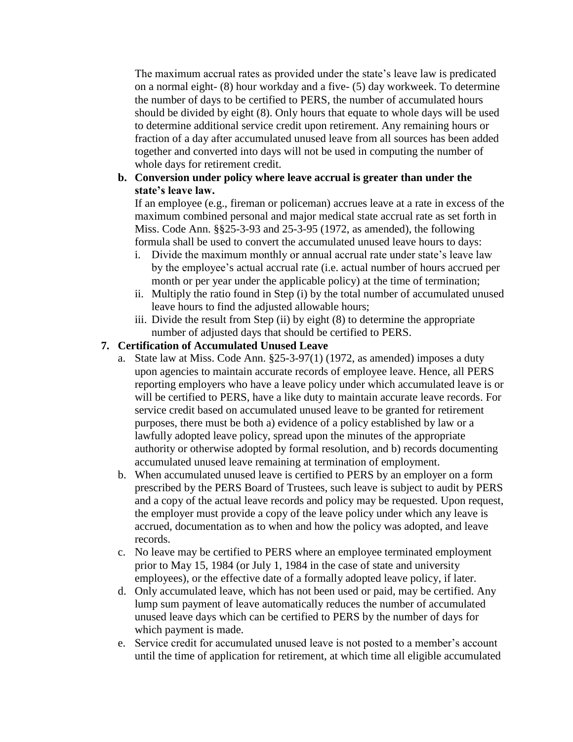The maximum accrual rates as provided under the state's leave law is predicated on a normal eight- (8) hour workday and a five- (5) day workweek. To determine the number of days to be certified to PERS, the number of accumulated hours should be divided by eight (8). Only hours that equate to whole days will be used to determine additional service credit upon retirement. Any remaining hours or fraction of a day after accumulated unused leave from all sources has been added together and converted into days will not be used in computing the number of whole days for retirement credit.

**b. Conversion under policy where leave accrual is greater than under the state's leave law.**

If an employee (e.g., fireman or policeman) accrues leave at a rate in excess of the maximum combined personal and major medical state accrual rate as set forth in Miss. Code Ann. §§25-3-93 and 25-3-95 (1972, as amended), the following formula shall be used to convert the accumulated unused leave hours to days:

i. Divide the maximum monthly or annual accrual rate under state's leave law by the employee's actual accrual rate (i.e. actual number of hours accrued per month or per year under the applicable policy) at the time of termination;

ii. Multiply the ratio found in Step (i) by the total number of accumulated unused leave hours to find the adjusted allowable hours;

iii. Divide the result from Step (ii) by eight (8) to determine the appropriate number of adjusted days that should be certified to PERS.

**7. Certification of Accumulated Unused Leave**

a. State law at Miss. Code Ann. §25-3-97(1) (1972, as amended) imposes a duty upon agencies to maintain accurate records of employee leave. Hence, all PERS reporting employers who have a leave policy under which accumulated leave is or will be certified to PERS, have a like duty to maintain accurate leave records. For service credit based on accumulated unused leave to be granted for retirement purposes, there must be both a) evidence of a policy established by law or a lawfully adopted leave policy, spread upon the minutes of the appropriate authority or otherwise adopted by formal resolution, and b) records documenting accumulated unused leave remaining at termination of employment.

b. When accumulated unused leave is certified to PERS by an employer on a form prescribed by the PERS Board of Trustees, such leave is subject to audit by PERS and a copy of the actual leave records and policy may be requested. Upon request, the employer must provide a copy of the leave policy under which any leave is accrued, documentation as to when and how the policy was adopted, and leave records.

c. No leave may be certified to PERS where an employee terminated employment prior to May 15, 1984 (or July 1, 1984 in the case of state and university employees), or the effective date of a formally adopted leave policy, if later.

d. Only accumulated leave, which has not been used or paid, may be certified. Any lump sum payment of leave automatically reduces the number of accumulated unused leave days which can be certified to PERS by the number of days for which payment is made.

e. Service credit for accumulated unused leave is not posted to a member's account until the time of application for retirement, at which time all eligible accumulated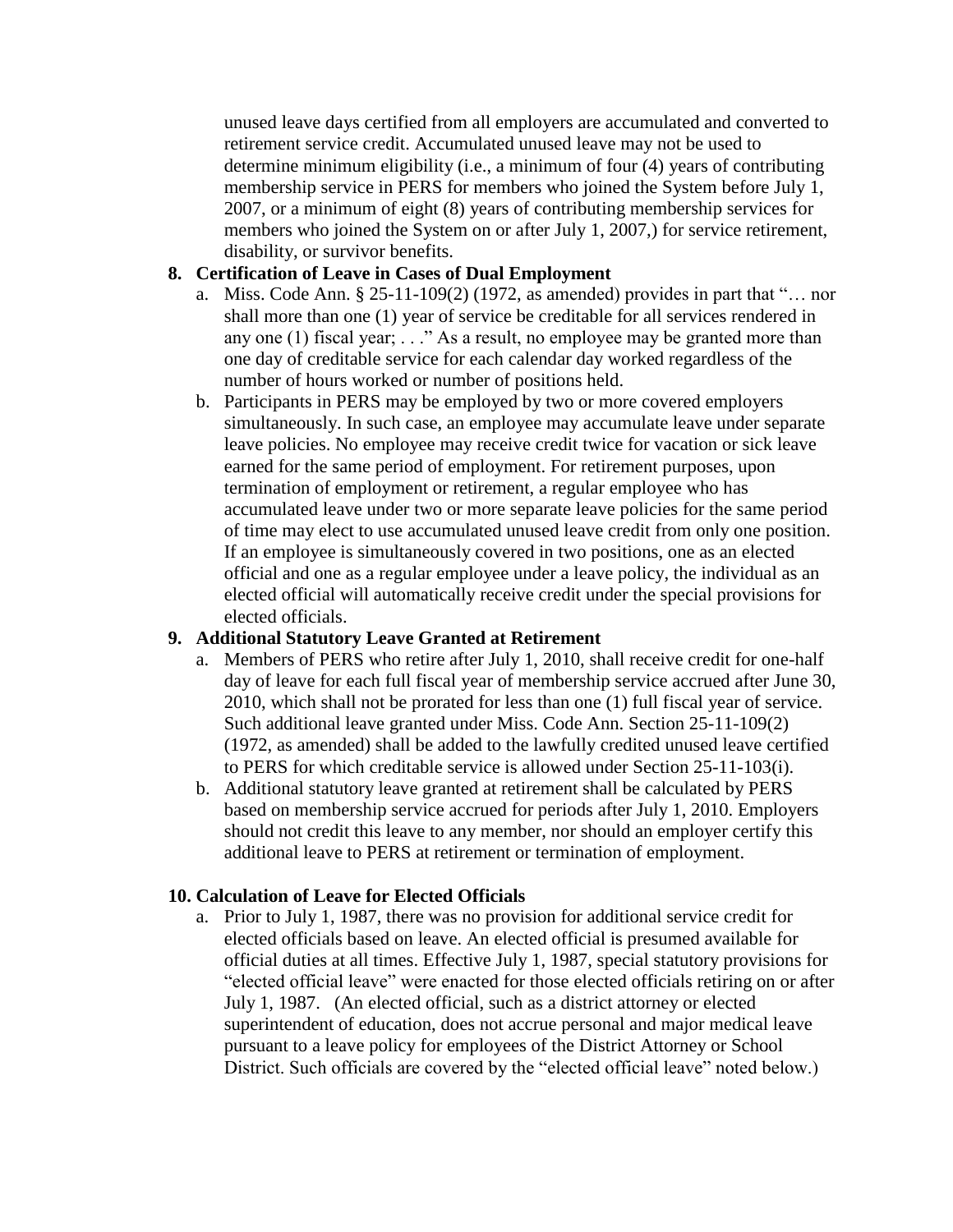unused leave days certified from all employers are accumulated and converted to retirement service credit. Accumulated unused leave may not be used to determine minimum eligibility (i.e., a minimum of four (4) years of contributing membership service in PERS for members who joined the System before July 1, 2007, or a minimum of eight (8) years of contributing membership services for members who joined the System on or after July 1, 2007,) for service retirement, disability, or survivor benefits.

**8. Certification of Leave in Cases of Dual Employment**

a. Miss. Code Ann. § 25-11-109(2) (1972, as amended) provides in part that "… nor shall more than one (1) year of service be creditable for all services rendered in any one (1) fiscal year; . . ." As a result, no employee may be granted more than one day of creditable service for each calendar day worked regardless of the number of hours worked or number of positions held.

b. Participants in PERS may be employed by two or more covered employers simultaneously. In such case, an employee may accumulate leave under separate leave policies. No employee may receive credit twice for vacation or sick leave earned for the same period of employment. For retirement purposes, upon termination of employment or retirement, a regular employee who has accumulated leave under two or more separate leave policies for the same period of time may elect to use accumulated unused leave credit from only one position. If an employee is simultaneously covered in two positions, one as an elected official and one as a regular employee under a leave policy, the individual as an elected official will automatically receive credit under the special provisions for elected officials.

**9. Additional Statutory Leave Granted at Retirement**

a. Members of PERS who retire after July 1, 2010, shall receive credit for one-half day of leave for each full fiscal year of membership service accrued after June 30, 2010, which shall not be prorated for less than one (1) full fiscal year of service. Such additional leave granted under Miss. Code Ann. Section 25-11-109(2) (1972, as amended) shall be added to the lawfully credited unused leave certified to PERS for which creditable service is allowed under Section 25-11-103(i).

b. Additional statutory leave granted at retirement shall be calculated by PERS based on membership service accrued for periods after July 1, 2010. Employers should not credit this leave to any member, nor should an employer certify this additional leave to PERS at retirement or termination of employment.

**10. Calculation of Leave for Elected Officials**

a. Prior to July 1, 1987, there was no provision for additional service credit for elected officials based on leave. An elected official is presumed available for official duties at all times. Effective July 1, 1987, special statutory provisions for "elected official leave" were enacted for those elected officials retiring on or after July 1, 1987. (An elected official, such as a district attorney or elected superintendent of education, does not accrue personal and major medical leave pursuant to a leave policy for employees of the District Attorney or School District. Such officials are covered by the "elected official leave" noted below.)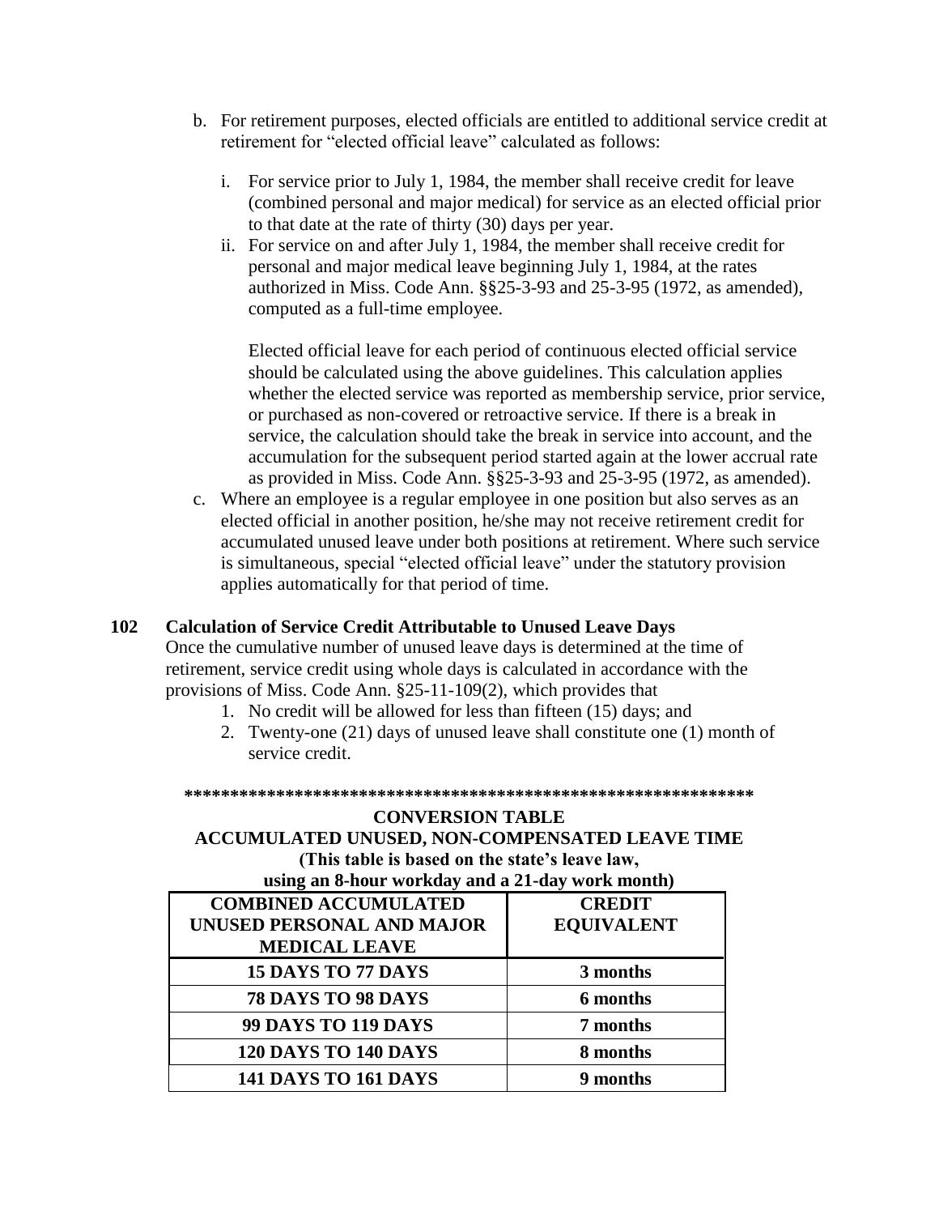b. For retirement purposes, elected officials are entitled to additional service credit at retirement for "elected official leave" calculated as follows:

   i. For service prior to July 1, 1984, the member shall receive credit for leave (combined personal and major medical) for service as an elected official prior to that date at the rate of thirty (30) days per year.

   ii. For service on and after July 1, 1984, the member shall receive credit for personal and major medical leave beginning July 1, 1984, at the rates authorized in Miss. Code Ann. §§25-3-93 and 25-3-95 (1972, as amended), computed as a full-time employee.

   Elected official leave for each period of continuous elected official service should be calculated using the above guidelines. This calculation applies whether the elected service was reported as membership service, prior service, or purchased as non-covered or retroactive service. If there is a break in service, the calculation should take the break in service into account, and the accumulation for the subsequent period started again at the lower accrual rate as provided in Miss. Code Ann. §§25-3-93 and 25-3-95 (1972, as amended).

c. Where an employee is a regular employee in one position but also serves as an elected official in another position, he/she may not receive retirement credit for accumulated unused leave under both positions at retirement. Where such service is simultaneous, special "elected official leave" under the statutory provision applies automatically for that period of time.

**102 Calculation of Service Credit Attributable to Unused Leave Days**

Once the cumulative number of unused leave days is determined at the time of retirement, service credit using whole days is calculated in accordance with the provisions of Miss. Code Ann. §25-11-109(2), which provides that

1. No credit will be allowed for less than fifteen (15) days; and
2. Twenty-one (21) days of unused leave shall constitute one (1) month of service credit.

**************************************************************

**CONVERSION TABLE**
**ACCUMULATED UNUSED, NON-COMPENSATED LEAVE TIME**
**(This table is based on the state's leave law,**
**using an 8-hour workday and a 21-day work month)**

| COMBINED ACCUMULATED UNUSED PERSONAL AND MAJOR MEDICAL LEAVE | CREDIT EQUIVALENT |
|---|---|
| 15 DAYS TO 77 DAYS | 3 months |
| 78 DAYS TO 98 DAYS | 6 months |
| 99 DAYS TO 119 DAYS | 7 months |
| 120 DAYS TO 140 DAYS | 8 months |
| 141 DAYS TO 161 DAYS | 9 months |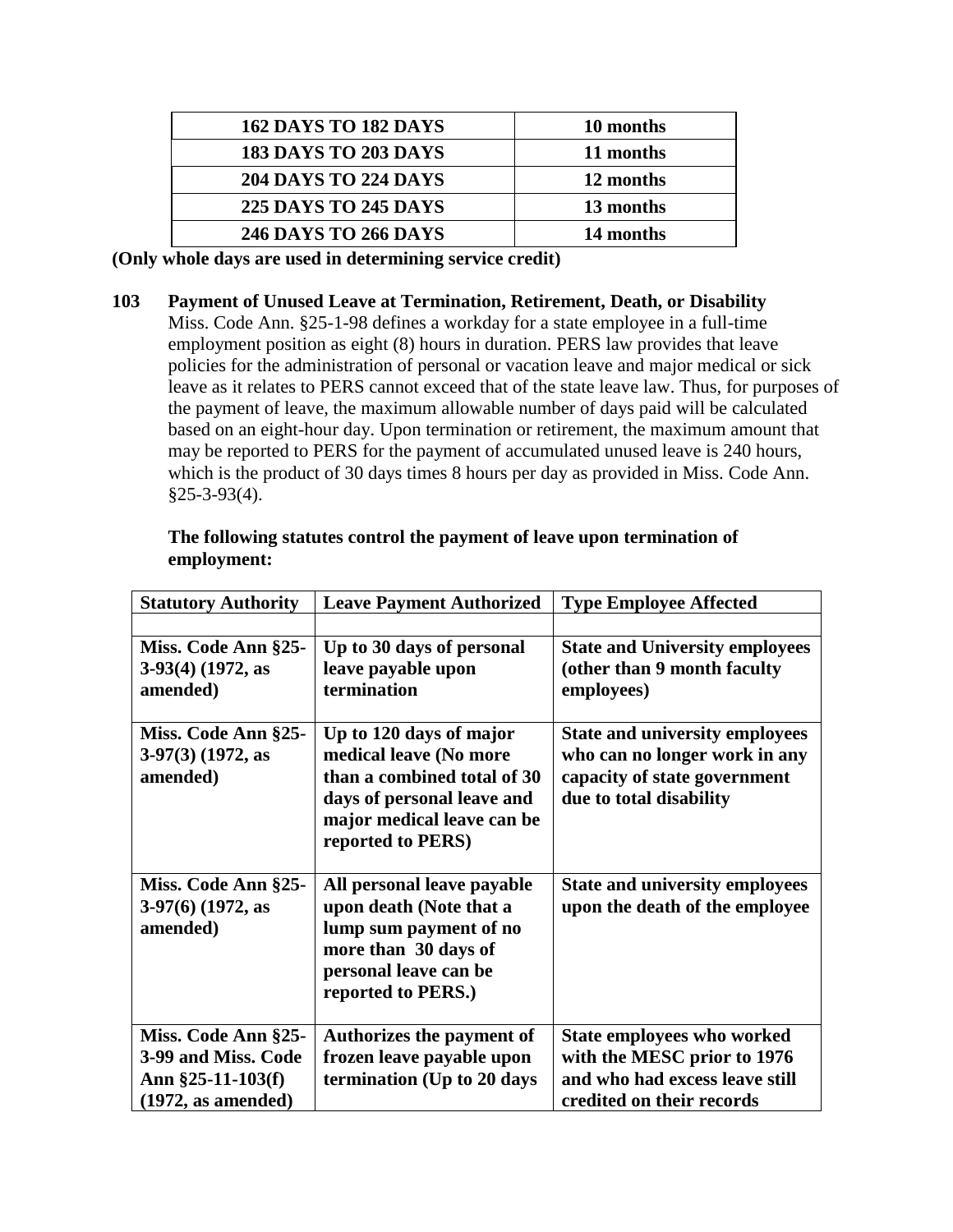| 162 DAYS TO 182 DAYS | 10 months |
|---|---|
| 183 DAYS TO 203 DAYS | 11 months |
| 204 DAYS TO 224 DAYS | 12 months |
| 225 DAYS TO 245 DAYS | 13 months |
| 246 DAYS TO 266 DAYS | 14 months |

**(Only whole days are used in determining service credit)**

## 103 Payment of Unused Leave at Termination, Retirement, Death, or Disability

Miss. Code Ann. §25-1-98 defines a workday for a state employee in a full-time employment position as eight (8) hours in duration. PERS law provides that leave policies for the administration of personal or vacation leave and major medical or sick leave as it relates to PERS cannot exceed that of the state leave law. Thus, for purposes of the payment of leave, the maximum allowable number of days paid will be calculated based on an eight-hour day. Upon termination or retirement, the maximum amount that may be reported to PERS for the payment of accumulated unused leave is 240 hours, which is the product of 30 days times 8 hours per day as provided in Miss. Code Ann. §25-3-93(4).

**The following statutes control the payment of leave upon termination of employment:**

| Statutory Authority | Leave Payment Authorized | Type Employee Affected |
|---|---|---|
| | | |
| **Miss. Code Ann §25-3-93(4) (1972, as amended)** | **Up to 30 days of personal leave payable upon termination** | **State and University employees (other than 9 month faculty employees)** |
| **Miss. Code Ann §25-3-97(3) (1972, as amended)** | **Up to 120 days of major medical leave (No more than a combined total of 30 days of personal leave and major medical leave can be reported to PERS)** | **State and university employees who can no longer work in any capacity of state government due to total disability** |
| **Miss. Code Ann §25-3-97(6) (1972, as amended)** | **All personal leave payable upon death (Note that a lump sum payment of no more than 30 days of personal leave can be reported to PERS.)** | **State and university employees upon the death of the employee** |
| **Miss. Code Ann §25-3-99 and Miss. Code Ann §25-11-103(f) (1972, as amended)** | **Authorizes the payment of frozen leave payable upon termination (Up to 20 days** | **State employees who worked with the MESC prior to 1976 and who had excess leave still credited on their records** |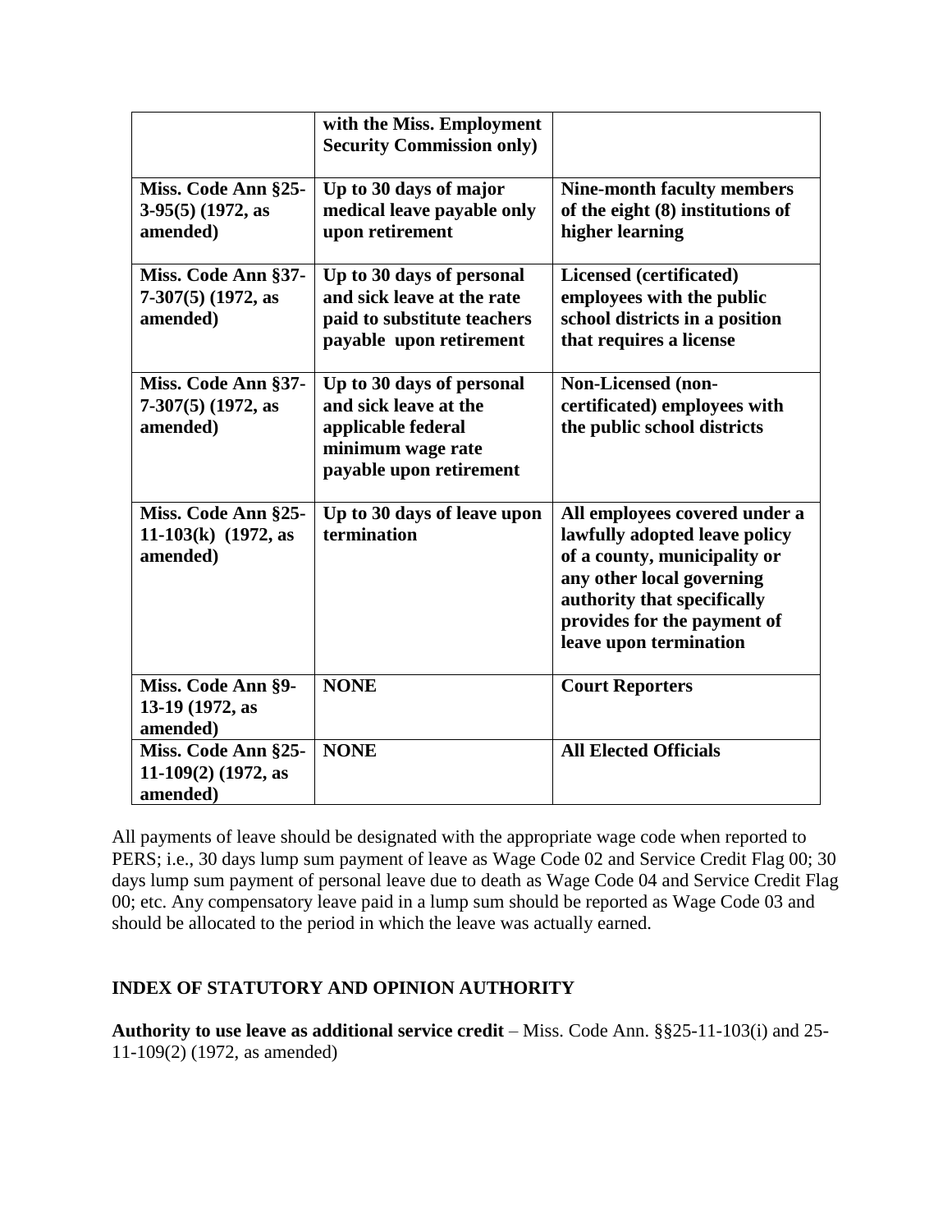| | | |
|---|---|---|
| | **with the Miss. Employment Security Commission only)** | |
| **Miss. Code Ann §25-3-95(5) (1972, as amended)** | **Up to 30 days of major medical leave payable only upon retirement** | **Nine-month faculty members of the eight (8) institutions of higher learning** |
| **Miss. Code Ann §37-7-307(5) (1972, as amended)** | **Up to 30 days of personal and sick leave at the rate paid to substitute teachers payable upon retirement** | **Licensed (certificated) employees with the public school districts in a position that requires a license** |
| **Miss. Code Ann §37-7-307(5) (1972, as amended)** | **Up to 30 days of personal and sick leave at the applicable federal minimum wage rate payable upon retirement** | **Non-Licensed (non-certificated) employees with the public school districts** |
| **Miss. Code Ann §25-11-103(k) (1972, as amended)** | **Up to 30 days of leave upon termination** | **All employees covered under a lawfully adopted leave policy of a county, municipality or any other local governing authority that specifically provides for the payment of leave upon termination** |
| **Miss. Code Ann §9-13-19 (1972, as amended)** | **NONE** | **Court Reporters** |
| **Miss. Code Ann §25-11-109(2) (1972, as amended)** | **NONE** | **All Elected Officials** |

All payments of leave should be designated with the appropriate wage code when reported to PERS; i.e., 30 days lump sum payment of leave as Wage Code 02 and Service Credit Flag 00; 30 days lump sum payment of personal leave due to death as Wage Code 04 and Service Credit Flag 00; etc. Any compensatory leave paid in a lump sum should be reported as Wage Code 03 and should be allocated to the period in which the leave was actually earned.

## INDEX OF STATUTORY AND OPINION AUTHORITY

**Authority to use leave as additional service credit** – Miss. Code Ann. §§25-11-103(i) and 25-11-109(2) (1972, as amended)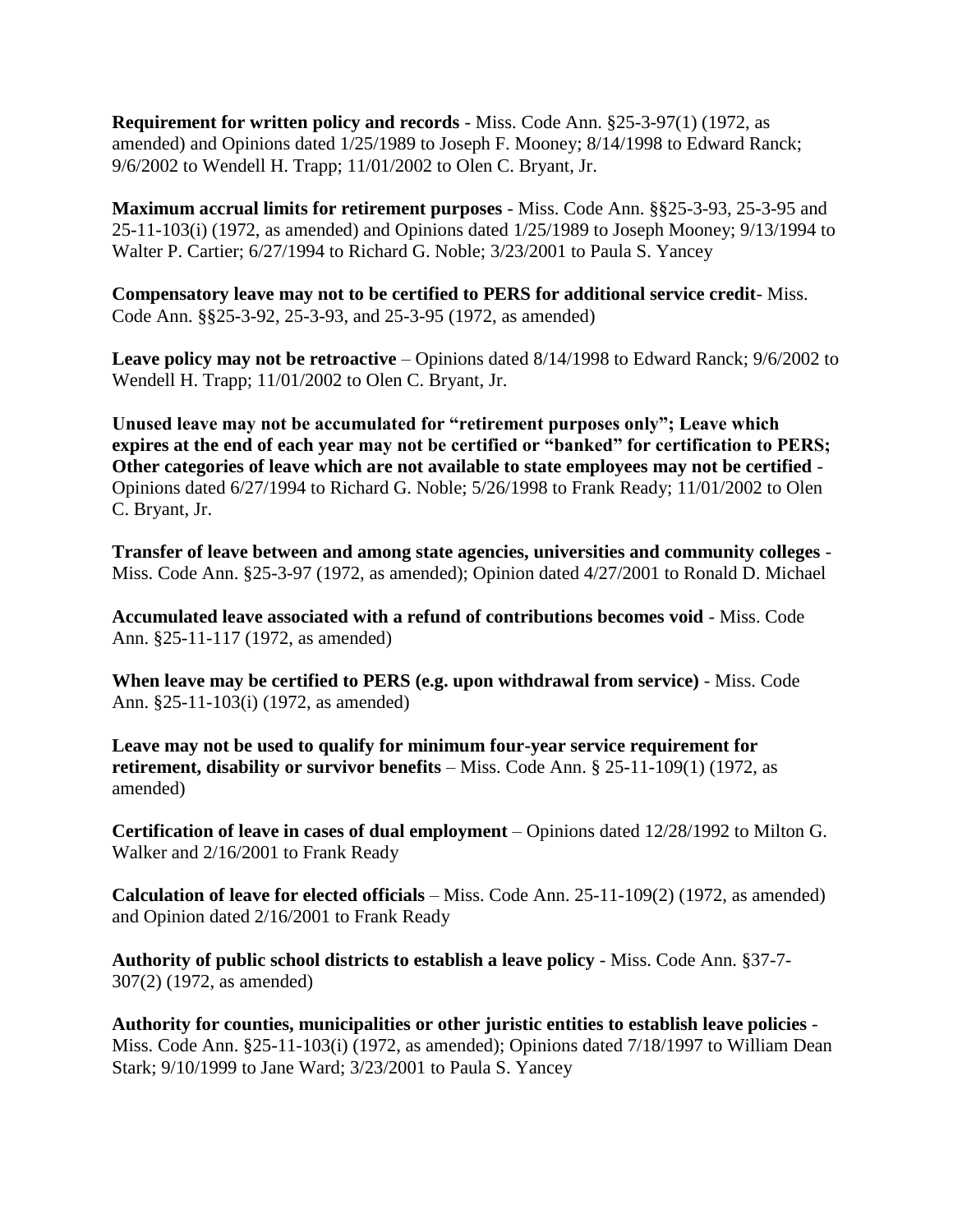**Requirement for written policy and records** - Miss. Code Ann. §25-3-97(1) (1972, as amended) and Opinions dated 1/25/1989 to Joseph F. Mooney; 8/14/1998 to Edward Ranck; 9/6/2002 to Wendell H. Trapp; 11/01/2002 to Olen C. Bryant, Jr.

**Maximum accrual limits for retirement purposes** - Miss. Code Ann. §§25-3-93, 25-3-95 and 25-11-103(i) (1972, as amended) and Opinions dated 1/25/1989 to Joseph Mooney; 9/13/1994 to Walter P. Cartier; 6/27/1994 to Richard G. Noble; 3/23/2001 to Paula S. Yancey

**Compensatory leave may not to be certified to PERS for additional service credit**- Miss. Code Ann. §§25-3-92, 25-3-93, and 25-3-95 (1972, as amended)

**Leave policy may not be retroactive** – Opinions dated 8/14/1998 to Edward Ranck; 9/6/2002 to Wendell H. Trapp; 11/01/2002 to Olen C. Bryant, Jr.

**Unused leave may not be accumulated for "retirement purposes only"; Leave which expires at the end of each year may not be certified or "banked" for certification to PERS; Other categories of leave which are not available to state employees may not be certified** - Opinions dated 6/27/1994 to Richard G. Noble; 5/26/1998 to Frank Ready; 11/01/2002 to Olen C. Bryant, Jr.

**Transfer of leave between and among state agencies, universities and community colleges** - Miss. Code Ann. §25-3-97 (1972, as amended); Opinion dated 4/27/2001 to Ronald D. Michael

**Accumulated leave associated with a refund of contributions becomes void** - Miss. Code Ann. §25-11-117 (1972, as amended)

**When leave may be certified to PERS (e.g. upon withdrawal from service)** - Miss. Code Ann. §25-11-103(i) (1972, as amended)

**Leave may not be used to qualify for minimum four-year service requirement for retirement, disability or survivor benefits** – Miss. Code Ann. § 25-11-109(1) (1972, as amended)

**Certification of leave in cases of dual employment** – Opinions dated 12/28/1992 to Milton G. Walker and 2/16/2001 to Frank Ready

**Calculation of leave for elected officials** – Miss. Code Ann. 25-11-109(2) (1972, as amended) and Opinion dated 2/16/2001 to Frank Ready

**Authority of public school districts to establish a leave policy** - Miss. Code Ann. §37-7-307(2) (1972, as amended)

**Authority for counties, municipalities or other juristic entities to establish leave policies** - Miss. Code Ann. §25-11-103(i) (1972, as amended); Opinions dated 7/18/1997 to William Dean Stark; 9/10/1999 to Jane Ward; 3/23/2001 to Paula S. Yancey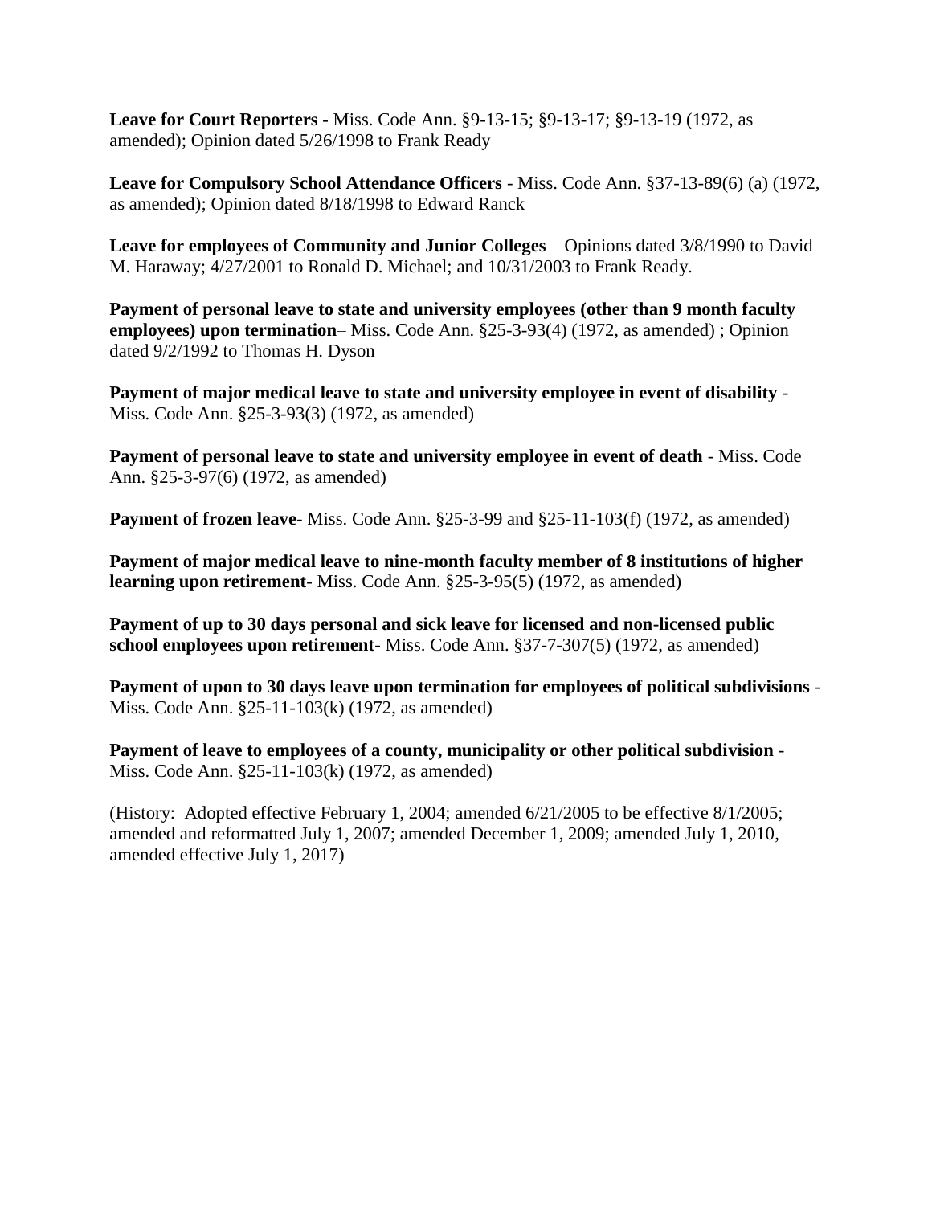**Leave for Court Reporters -** Miss. Code Ann. §9-13-15; §9-13-17; §9-13-19 (1972, as amended); Opinion dated 5/26/1998 to Frank Ready

**Leave for Compulsory School Attendance Officers** - Miss. Code Ann. §37-13-89(6) (a) (1972, as amended); Opinion dated 8/18/1998 to Edward Ranck

**Leave for employees of Community and Junior Colleges** – Opinions dated 3/8/1990 to David M. Haraway; 4/27/2001 to Ronald D. Michael; and 10/31/2003 to Frank Ready.

**Payment of personal leave to state and university employees (other than 9 month faculty employees) upon termination**– Miss. Code Ann. §25-3-93(4) (1972, as amended) ; Opinion dated 9/2/1992 to Thomas H. Dyson

**Payment of major medical leave to state and university employee in event of disability** - Miss. Code Ann. §25-3-93(3) (1972, as amended)

**Payment of personal leave to state and university employee in event of death** - Miss. Code Ann. §25-3-97(6) (1972, as amended)

**Payment of frozen leave**- Miss. Code Ann. §25-3-99 and §25-11-103(f) (1972, as amended)

**Payment of major medical leave to nine-month faculty member of 8 institutions of higher learning upon retirement**- Miss. Code Ann. §25-3-95(5) (1972, as amended)

**Payment of up to 30 days personal and sick leave for licensed and non-licensed public school employees upon retirement**- Miss. Code Ann. §37-7-307(5) (1972, as amended)

**Payment of upon to 30 days leave upon termination for employees of political subdivisions** - Miss. Code Ann. §25-11-103(k) (1972, as amended)

**Payment of leave to employees of a county, municipality or other political subdivision** - Miss. Code Ann. §25-11-103(k) (1972, as amended)

(History: Adopted effective February 1, 2004; amended 6/21/2005 to be effective 8/1/2005; amended and reformatted July 1, 2007; amended December 1, 2009; amended July 1, 2010, amended effective July 1, 2017)